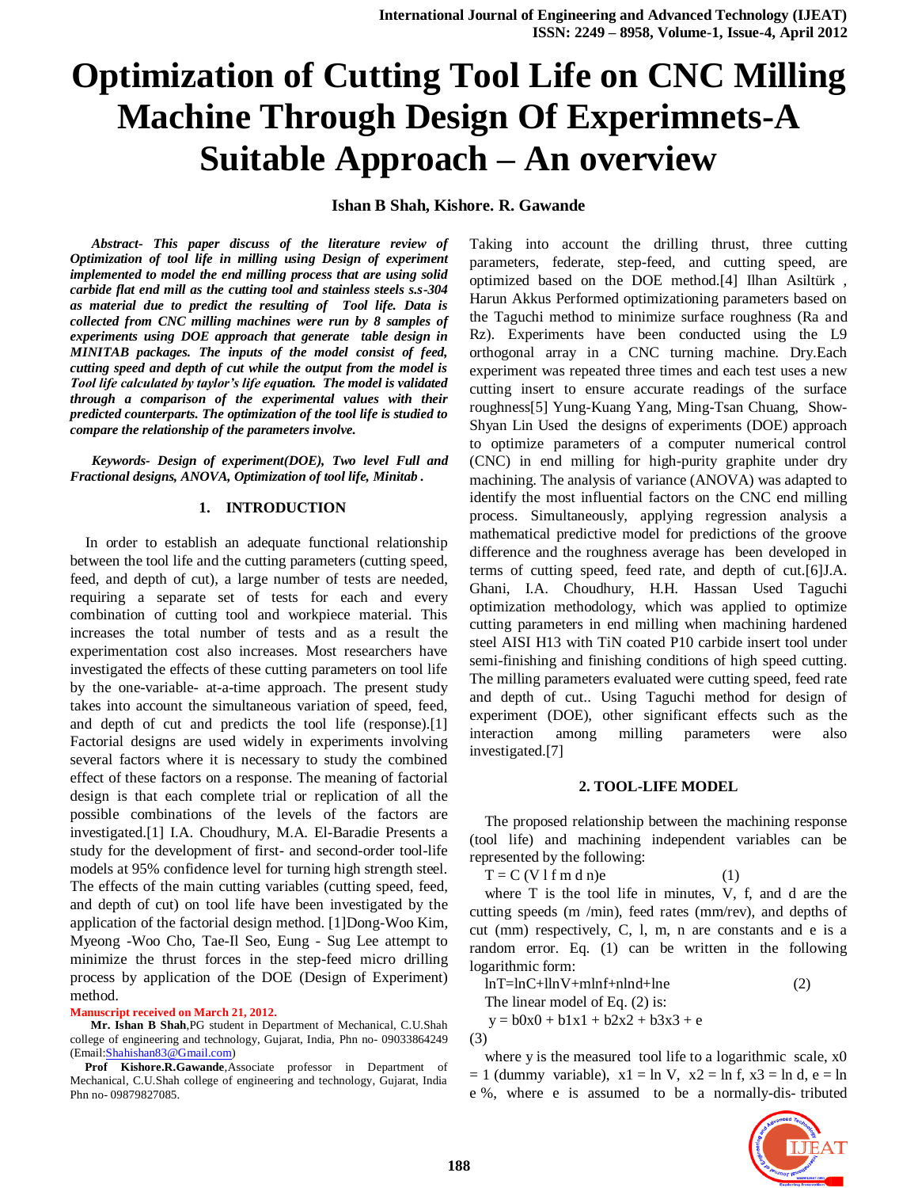# Optimization of Cutting Tool Life on CNC Milling Machine Through Design Of Experimnets-A Suitable Approach – An overview

**Ishan B Shah, Kishore. R. Gawande**

***Abstract- This paper discuss of the literature review of Optimization of tool life in milling using Design of experiment implemented to model the end milling process that are using solid carbide flat end mill as the cutting tool and stainless steels s.s-304 as material due to predict the resulting of Tool life. Data is collected from CNC milling machines were run by 8 samples of experiments using DOE approach that generate table design in MINITAB packages. The inputs of the model consist of feed, cutting speed and depth of cut while the output from the model is Tool life calculated by taylor's life equation. The model is validated through a comparison of the experimental values with their predicted counterparts. The optimization of the tool life is studied to compare the relationship of the parameters involve.***

***Keywords- Design of experiment(DOE), Two level Full and Fractional designs, ANOVA, Optimization of tool life, Minitab .***

## 1. INTRODUCTION

In order to establish an adequate functional relationship between the tool life and the cutting parameters (cutting speed, feed, and depth of cut), a large number of tests are needed, requiring a separate set of tests for each and every combination of cutting tool and workpiece material. This increases the total number of tests and as a result the experimentation cost also increases. Most researchers have investigated the effects of these cutting parameters on tool life by the one-variable- at-a-time approach. The present study takes into account the simultaneous variation of speed, feed, and depth of cut and predicts the tool life (response).[1] Factorial designs are used widely in experiments involving several factors where it is necessary to study the combined effect of these factors on a response. The meaning of factorial design is that each complete trial or replication of all the possible combinations of the levels of the factors are investigated.[1] I.A. Choudhury, M.A. El-Baradie Presents a study for the development of first- and second-order tool-life models at 95% confidence level for turning high strength steel. The effects of the main cutting variables (cutting speed, feed, and depth of cut) on tool life have been investigated by the application of the factorial design method. [1]Dong-Woo Kim, Myeong -Woo Cho, Tae-Il Seo, Eung - Sug Lee attempt to minimize the thrust forces in the step-feed micro drilling process by application of the DOE (Design of Experiment) method.

**Manuscript received on March 21, 2012.**

**Mr. Ishan B Shah**,PG student in Department of Mechanical, C.U.Shah college of engineering and technology, Gujarat, India, Phn no- 09033864249 (Email:Shahishan83@Gmail.com)

**Prof Kishore.R.Gawande**,Associate professor in Department of Mechanical, C.U.Shah college of engineering and technology, Gujarat, India Phn no- 09879827085.

Taking into account the drilling thrust, three cutting parameters, federate, step-feed, and cutting speed, are optimized based on the DOE method.[4] Ilhan Asiltürk , Harun Akkus Performed optimizationing parameters based on the Taguchi method to minimize surface roughness (Ra and Rz). Experiments have been conducted using the L9 orthogonal array in a CNC turning machine. Dry.Each experiment was repeated three times and each test uses a new cutting insert to ensure accurate readings of the surface roughness[5] Yung-Kuang Yang, Ming-Tsan Chuang, Show-Shyan Lin Used the designs of experiments (DOE) approach to optimize parameters of a computer numerical control (CNC) in end milling for high-purity graphite under dry machining. The analysis of variance (ANOVA) was adapted to identify the most influential factors on the CNC end milling process. Simultaneously, applying regression analysis a mathematical predictive model for predictions of the groove difference and the roughness average has been developed in terms of cutting speed, feed rate, and depth of cut.[6]J.A. Ghani, I.A. Choudhury, H.H. Hassan Used Taguchi optimization methodology, which was applied to optimize cutting parameters in end milling when machining hardened steel AISI H13 with TiN coated P10 carbide insert tool under semi-finishing and finishing conditions of high speed cutting. The milling parameters evaluated were cutting speed, feed rate and depth of cut.. Using Taguchi method for design of experiment (DOE), other significant effects such as the interaction among milling parameters were also investigated.[7]

## 2. TOOL-LIFE MODEL

The proposed relationship between the machining response (tool life) and machining independent variables can be represented by the following:

$$T = C\,(V^{l} f^{m} d^{n})e \qquad (1)$$

where T is the tool life in minutes, V, f, and d are the cutting speeds (m /min), feed rates (mm/rev), and depths of cut (mm) respectively, C, l, m, n are constants and e is a random error. Eq. (1) can be written in the following logarithmic form:

$$\ln T = \ln C + l \ln V + m \ln f + n \ln d + \ln e \qquad (2)$$

The linear model of Eq. (2) is:

$$y = b_0x_0 + b_1x_1 + b_2x_2 + b_3x_3 + e \qquad (3)$$

where y is the measured tool life to a logarithmic scale, $x_0 = 1$ (dummy variable), $x_1 = \ln V$, $x_2 = \ln f$, $x_3 = \ln d$, $e = \ln e$ %, where e is assumed to be a normally-dis- tributed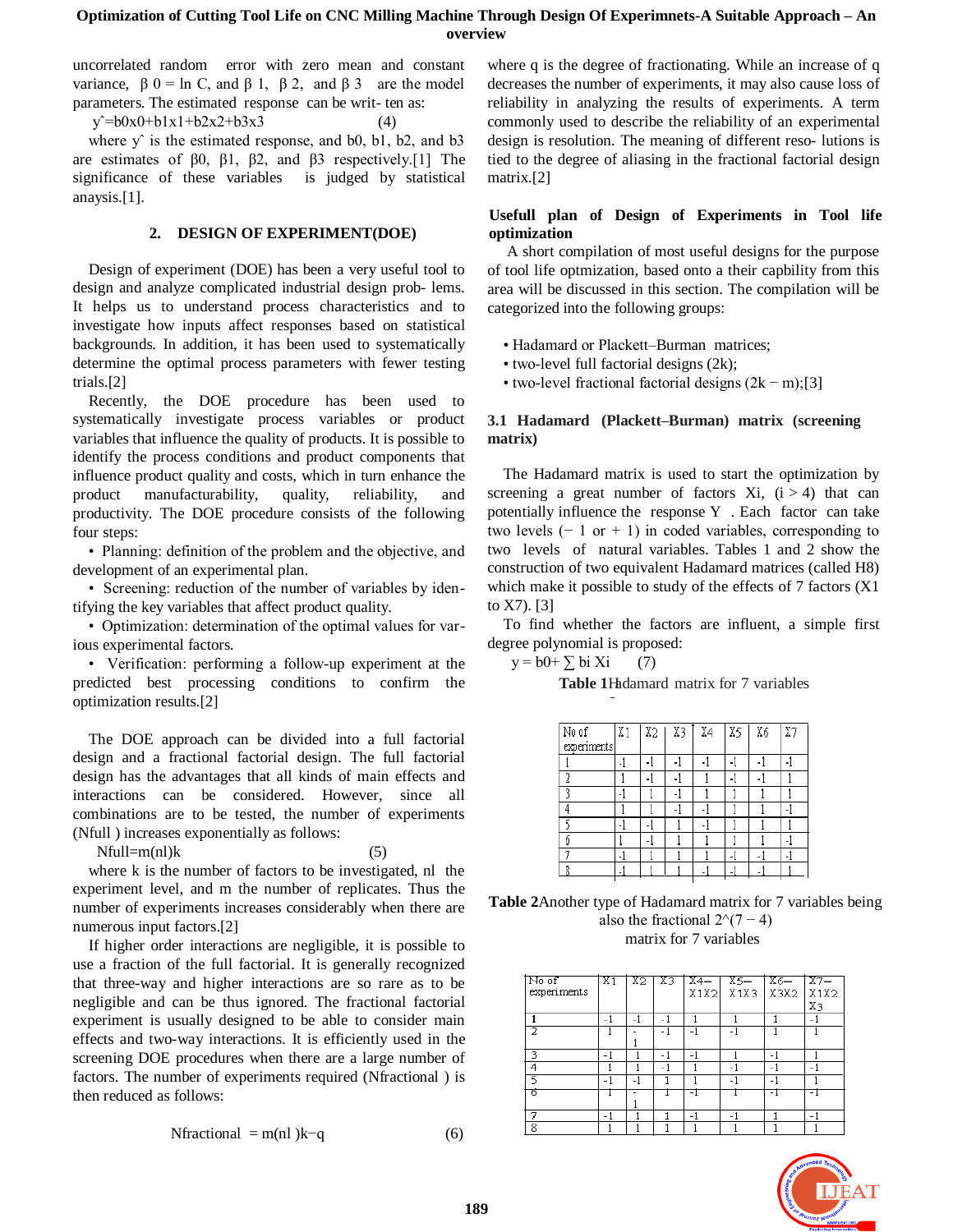uncorrelated random error with zero mean and constant variance, $\beta_0 = \ln C$, and $\beta_1$, $\beta_2$, and $\beta_3$ are the model parameters. The estimated response can be writ- ten as:

$$\hat{y}=b_0x_0+b_1x_1+b_2x_2+b_3x_3 \quad (4)$$

where $\hat{y}$ is the estimated response, and $b_0$, $b_1$, $b_2$, and $b_3$ are estimates of $\beta_0$, $\beta_1$, $\beta_2$, and $\beta_3$ respectively.[1] The significance of these variables is judged by statistical anaysis.[1].

## 2. DESIGN OF EXPERIMENT(DOE)

Design of experiment (DOE) has been a very useful tool to design and analyze complicated industrial design prob- lems. It helps us to understand process characteristics and to investigate how inputs affect responses based on statistical backgrounds. In addition, it has been used to systematically determine the optimal process parameters with fewer testing trials.[2]

Recently, the DOE procedure has been used to systematically investigate process variables or product variables that influence the quality of products. It is possible to identify the process conditions and product components that influence product quality and costs, which in turn enhance the product manufacturability, quality, reliability, and productivity. The DOE procedure consists of the following four steps:

• Planning: definition of the problem and the objective, and development of an experimental plan.

• Screening: reduction of the number of variables by iden- tifying the key variables that affect product quality.

• Optimization: determination of the optimal values for var- ious experimental factors.

• Verification: performing a follow-up experiment at the predicted best processing conditions to confirm the optimization results.[2]

The DOE approach can be divided into a full factorial design and a fractional factorial design. The full factorial design has the advantages that all kinds of main effects and interactions can be considered. However, since all combinations are to be tested, the number of experiments ($N_{full}$ ) increases exponentially as follows:

$$N_{full}=m(nl)^k \quad (5)$$

where k is the number of factors to be investigated, nl the experiment level, and m the number of replicates. Thus the number of experiments increases considerably when there are numerous input factors.[2]

If higher order interactions are negligible, it is possible to use a fraction of the full factorial. It is generally recognized that three-way and higher interactions are so rare as to be negligible and can be thus ignored. The fractional factorial experiment is usually designed to be consider main effects and two-way interactions. It is efficiently used in the screening DOE procedures when there are a large number of factors. The number of experiments required ($N_{fractional}$ ) is then reduced as follows:

$$N_{fractional} = m(nl)^{k-q} \quad (6)$$

where q is the degree of fractionating. While an increase of q decreases the number of experiments, it may also cause loss of reliability in analyzing the results of experiments. A term commonly used to describe the reliability of an experimental design is resolution. The meaning of different reso- lutions is tied to the degree of aliasing in the fractional factorial design matrix.[2]

### Usefull plan of Design of Experiments in Tool life optimization

A short compilation of most useful designs for the purpose of tool life optmization, based onto a their capbility from this area will be discussed in this section. The compilation will be categorized into the following groups:

• Hadamard or Plackett–Burman matrices;
• two-level full factorial designs ($2^k$);
• two-level fractional factorial designs ($2^{k-m}$);[3]

### 3.1 Hadamard (Plackett–Burman) matrix (screening matrix)

The Hadamard matrix is used to start the optimization by screening a great number of factors $X_i$, ($i > 4$) that can potentially influence the response Y . Each factor can take two levels (− 1 or + 1) in coded variables, corresponding to two levels of natural variables. Tables 1 and 2 show the construction of two equivalent Hadamard matrices (called H8) which make it possible to study of the effects of 7 factors (X1 to X7). [3]

To find whether the factors are influent, a simple first degree polynomial is proposed:

$$y = b_0+ \sum b_i X_i \quad (7)$$

**Table 1**Hadamard matrix for 7 variables

| No of experiments | X1 | X2 | X3 | X4 | X5 | X6 | X7 |
|---|---|---|---|---|---|---|---|
| 1 | -1 | -1 | -1 | -1 | -1 | -1 | -1 |
| 2 | 1 | -1 | -1 | 1 | -1 | -1 | 1 |
| 3 | -1 | 1 | -1 | 1 | 1 | 1 | 1 |
| 4 | 1 | 1 | -1 | -1 | 1 | 1 | -1 |
| 5 | -1 | -1 | 1 | -1 | 1 | 1 | 1 |
| 6 | 1 | -1 | 1 | 1 | 1 | 1 | -1 |
| 7 | -1 | 1 | 1 | 1 | -1 | -1 | -1 |
| 8 | -1 | 1 | 1 | -1 | -1 | -1 | 1 |

**Table 2**Another type of Hadamard matrix for 7 variables being also the fractional $2^{(7-4)}$ matrix for 7 variables

| No of experiments | X1 | X2 | X3 | X4=X1X2 | X5=X1X3 | X6=X3X2 | X7=X1X2X3 |
|---|---|---|---|---|---|---|---|
| 1 | -1 | -1 | -1 | 1 | 1 | 1 | -1 |
| 2 | 1 | -1 | -1 | -1 | -1 | 1 | 1 |
| 3 | -1 | 1 | -1 | -1 | 1 | -1 | 1 |
| 4 | 1 | 1 | -1 | 1 | -1 | -1 | -1 |
| 5 | -1 | -1 | 1 | 1 | -1 | -1 | 1 |
| 6 | 1 | -1 | 1 | -1 | 1 | -1 | -1 |
| 7 | -1 | 1 | 1 | -1 | -1 | 1 | -1 |
| 8 | 1 | 1 | 1 | 1 | 1 | 1 | 1 |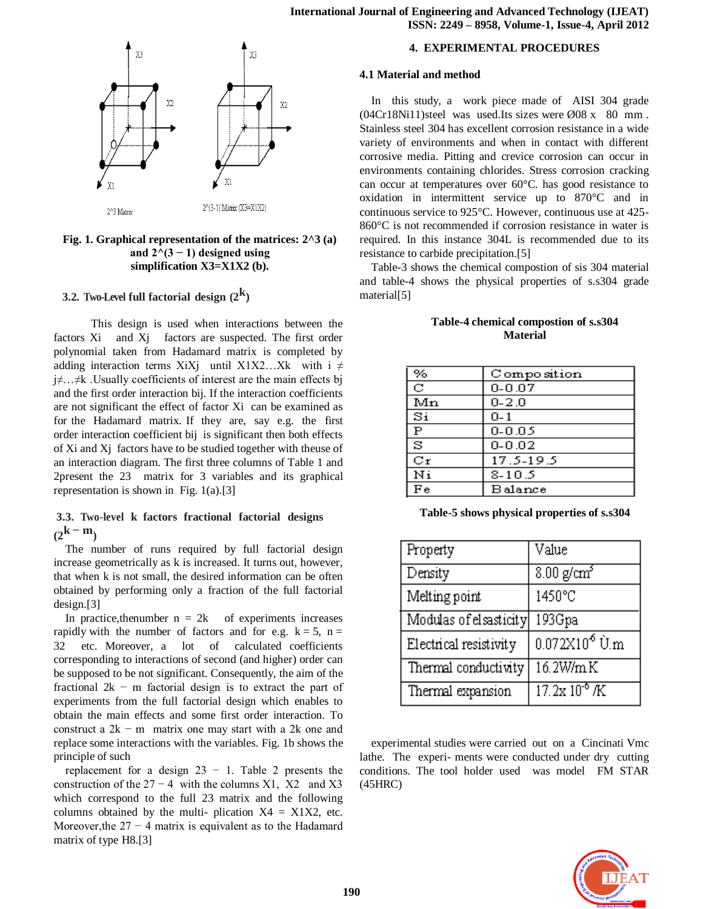X3 X2 X1 2^3 Matrix

X3 X2 X1 2^(3-1) Matrix (X3=X1X2)

**Fig. 1. Graphical representation of the matrices: 2^3 (a) and 2^(3 − 1) designed using simplification X3=X1X2 (b).**

### 3.2. Two-Level full factorial design ($2^k$)

This design is used when interactions between the factors Xi and Xj factors are suspected. The first order polynomial taken from Hadamard matrix is completed by adding interaction terms XiXj until X1X2…Xk with i ≠ j≠…≠k .Usually coefficients of interest are the main effects bj and the first order interaction bij. If the interaction coefficients are not significant the effect of factor Xi can be examined as for the Hadamard matrix. If they are, say e.g. the first order interaction coefficient bij is significant then both effects of Xi and Xj factors have to be studied together with theuse of an interaction diagram. The first three columns of Table 1 and 2present the 23 matrix for 3 variables and its graphical representation is shown in Fig. 1(a).[3]

### 3.3. Two-level k factors fractional factorial designs ($2^{k-m}$)

The number of runs required by full factorial design increase geometrically as k is increased. It turns out, however, that when k is not small, the desired information can be often obtained by performing only a fraction of the full factorial design.[3]

In practice,thenumber n = 2k of experiments increases rapidly with the number of factors and for e.g. k = 5, n = 32 etc. Moreover, a lot of calculated coefficients corresponding to interactions of second (and higher) order can be supposed to be not significant. Consequently, the aim of the fractional 2k − m factorial design is to extract the part of experiments from the full factorial design which enables to obtain the main effects and some first order interaction. To construct a 2k − m matrix one may start with a 2k one and replace some interactions with the variables. Fig. 1b shows the principle of such

replacement for a design 23 − 1. Table 2 presents the construction of the 27 − 4 with the columns X1, X2 and X3 which correspond to the full 23 matrix and the following columns obtained by the multi- plication X4 = X1X2, etc. Moreover,the 27 − 4 matrix is equivalent as to the Hadamard matrix of type H8.[3]

## 4. EXPERIMENTAL PROCEDURES

### 4.1 Material and method

In this study, a work piece made of AISI 304 grade (04Cr18Ni11)steel was used.Its sizes were Ø08 x 80 mm . Stainless steel 304 has excellent corrosion resistance in a wide variety of environments and when in contact with different corrosive media. Pitting and crevice corrosion can occur in environments containing chlorides. Stress corrosion cracking can occur at temperatures over 60°C. has good resistance to oxidation in intermittent service up to 870°C and in continuous service to 925°C. However, continuous use at 425-860°C is not recommended if corrosion resistance in water is required. In this instance 304L is recommended due to its resistance to carbide precipitation.[5]

Table-3 shows the chemical compostion of sis 304 material and table-4 shows the physical properties of s.s304 grade material[5]

**Table-4 chemical compostion of s.s304 Material**

| % | Composition |
|---|---|
| C | 0-0.07 |
| Mn | 0-2.0 |
| Si | 0-1 |
| P | 0-0.05 |
| S | 0-0.02 |
| Cr | 17.5-19.5 |
| Ni | 8-10.5 |
| Fe | Balance |

**Table-5 shows physical properties of s.s304**

| Property | Value |
|---|---|
| Density | 8.00 g/cm$^3$ |
| Melting point | 1450°C |
| Modulas of elsasticity | 193Gpa |
| Electrical resitivity | 0.072X10$^{-6}$ Ù.m |
| Thermal conductivity | 16.2W/m.K |
| Thermal expansion | 17.2x 10$^{-6}$ /K |

experimental studies were carried out on a Cincinati Vmc lathe. The experi- ments were conducted under dry cutting conditions. The tool holder used was model FM STAR (45HRC)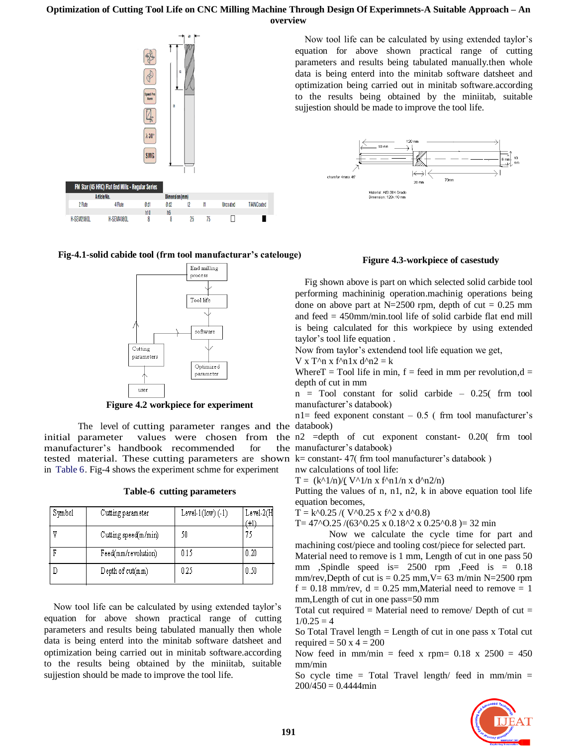**Fig-4.1-solid cabide tool (frm tool manufacturar's catelouge)**

**Figure 4.2 workpiece for experiment**

The level of cutting parameter ranges and the initial parameter values were chosen from the manufacturer's handbook recommended for the tested material. These cutting parameters are shown in Table 6. Fig-4 shows the experiment schme for experiment

**Table-6 cutting parameters**

| Symbol | Cutting parameter | Level-1(low) (-1) | Level-2(H (+1) |
|---|---|---|---|
| V | Cutting speed(m/min) | 50 | 75 |
| F | Feed(mm/revolution) | 0.15 | 0.20 |
| D | Depth of cut(mm) | 0.25 | 0.50 |

Now tool life can be calculated by using extended taylor's equation for above shown practical range of cutting parameters and results being tabulated manually.then whole data is being enterd into the minitab software datsheet and optimization being carried out in minitab software.according to the results being obtained by the miniitab, suitable sujjestion should be made to improve the tool life.

Now tool life can be calculated by using extended taylor's equation for above shown practical range of cutting parameters and results being tabulated manually.then whole data is being enterd into the minitab software datsheet and optimization being carried out in minitab software.according to the results being obtained by the miniitab, suitable sujjestion should be made to improve the tool life.

**Figure 4.3-workpiece of casestudy**

Fig shown above is part on which selected solid carbide tool performing machininig operation.machinig operations being done on above part at N=2500 rpm, depth of cut = 0.25 mm and feed = 450mm/min.tool life of solid carbide flat end mill is being calculated for this workpiece by using extended taylor's tool life equation .

Now from taylor's extendend tool life equation we get,

$V \times T^n \times f^{n1} \times d^{n2} = k$

WhereT = Tool life in min, f = feed in mm per revolution,d = depth of cut in mm

n = Tool constant for solid carbide – 0.25( frm tool manufacturer's databook)

n1= feed exponent constant – 0.5 ( frm tool manufacturer's databook)

n2 =depth of cut exponent constant- 0.20( frm tool manufacturer's databook)

k= constant- 47( frm tool manufacturer's databook )

nw calculations of tool life:

$T = (k^{1/n})/( V^{1/n} \times f^{n1/n} \times d^{n2/n})$

Putting the values of n, n1, n2, k in above equation tool life equation becomes,

$T = k^{0.25} /( V^{0.25} \times f^{2} \times d^{0.8})$

$T= 47^{0.25} /(63^{0.25} \times 0.18^{2} \times 0.25^{0.8} )= 32$ min

Now we calculate the cycle time for part and machining cost/piece and tooling cost/piece for selected part.

Material need to remove is 1 mm, Length of cut in one pass 50 mm ,Spindle speed is= 2500 rpm ,Feed is = 0.18 mm/rev,Depth of cut is = 0.25 mm,V= 63 m/min N=2500 rpm f = 0.18 mm/rev, d = 0.25 mm,Material need to remove = 1 mm,Length of cut in one pass=50 mm

Total cut required = Material need to remove/ Depth of cut = 1/0.25 = 4

So Total Travel length = Length of cut in one pass x Total cut required = 50 x 4 = 200

Now feed in mm/min = feed x rpm= 0.18 x 2500 = 450 mm/min

So cycle time = Total Travel length/ feed in mm/min = 200/450 = 0.4444min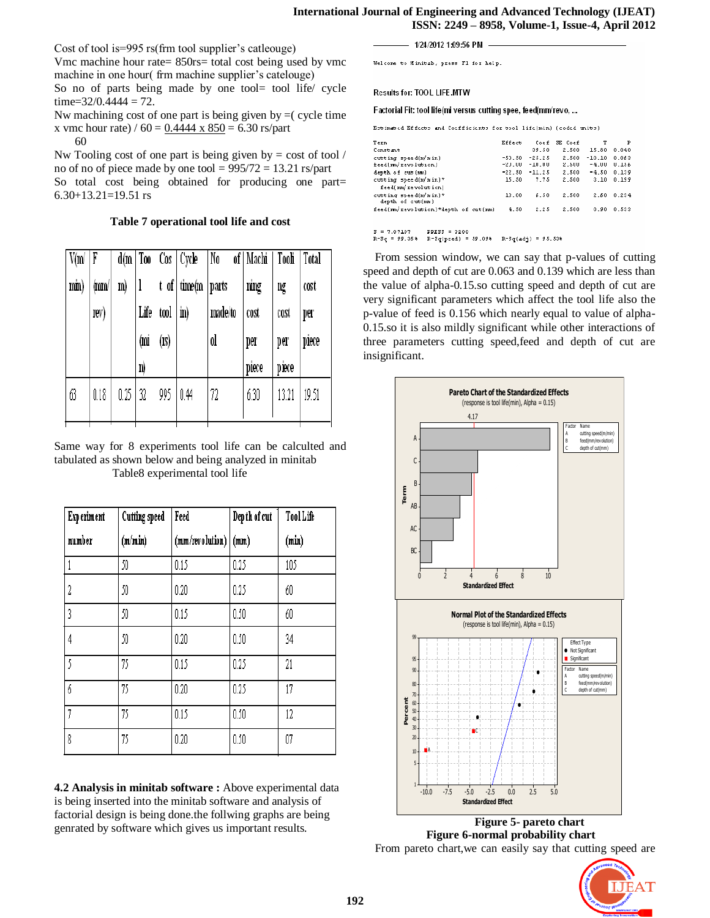Cost of tool is=995 rs(frm tool supplier's catleouge)

Vmc machine hour rate= 850rs= total cost being used by vmc machine in one hour( frm machine supplier's catelouge)

So no of parts being made by one tool= tool life/ cycle time=32/0.4444 = 72.

Nw machining cost of one part is being given by =( cycle time x vmc hour rate) / 60 = $\frac{0.4444 \times 850}{60}$ = 6.30 rs/part

Nw Tooling cost of one part is being given by = cost of tool / no of no of piece made by one tool = 995/72 = 13.21 rs/part

So total cost being obtained for producing one part= 6.30+13.21=19.51 rs

**Table 7 operational tool life and cost**

| V(m/min) | F (mm/rev) | d(mm) | Tool Life (min) | Cost of tool (rs) | Cycle time(min) | No of parts made/tool | Machining cost per piece | Tooling cost per piece | Total cost per piece |
|---|---|---|---|---|---|---|---|---|---|
| 63 | 0.18 | 0.25 | 32 | 995 | 0.44 | 72 | 6.30 | 13.21 | 19.51 |

Same way for 8 experiments tool life can be calculted and tabulated as shown below and being analyzed in minitab

Table8 experimental tool life

| Experiment number | Cutting speed (m/min) | Feed (mm/revolution) | Depth of cut (mm) | Tool Life (min) |
|---|---|---|---|---|
| 1 | 50 | 0.15 | 0.25 | 105 |
| 2 | 50 | 0.20 | 0.25 | 60 |
| 3 | 50 | 0.15 | 0.50 | 60 |
| 4 | 50 | 0.20 | 0.50 | 34 |
| 5 | 75 | 0.15 | 0.25 | 21 |
| 6 | 75 | 0.20 | 0.25 | 17 |
| 7 | 75 | 0.15 | 0.50 | 12 |
| 8 | 75 | 0.20 | 0.50 | 07 |

**4.2 Analysis in minitab software :** Above experimental data is being inserted into the minitab software and analysis of factorial design is being done.the follwing graphs are being genrated by software which gives us important results.

```
1/24/2012 1:09:56 PM

Welcome to Minitab, press F1 for help.

Results for: TOOL LIFE.MTW

Factorial Fit: tool life(mi versus cutting spee, feed(mm/revo, ...

Estimated Effects and Coefficients for tool life(min) (coded units)

Term                                      Effect    Coef  SE Coef       T      P
Constant                                           39.50    2.500   15.80  0.040
cutting speed(m/min)                      -50.50  -25.25    2.500  -10.10  0.063
feed(mm/revolution)                       -20.00  -10.00    2.500   -4.00  0.156
depth of cut(mm)                          -22.50  -11.25    2.500   -4.50  0.139
cutting speed(m/min)*
  feed(mm/revolution)                      15.50    7.75    2.500    3.10  0.199
cutting speed(m/min)*
  depth of cut(mm)                         13.00    6.50    2.500    2.60  0.234
feed(mm/revolution)*depth of cut(mm)        4.50    2.25    2.500    0.90  0.533

S = 7.07107     PRESS = 3200
R-Sq = 99.35%   R-Sq(pred) = 59.09%   R-Sq(adj) = 95.53%
```

From session window, we can say that p-values of cutting speed and depth of cut are 0.063 and 0.139 which are less than the value of alpha-0.15.so cutting speed and depth of cut are very significant parameters which affect the tool life also the p-value of feed is 0.156 which nearly equal to value of alpha-0.15.so it is also mildly significant while other interactions of three parameters cutting speed,feed and depth of cut are insignificant.

**Figure 5- pareto chart**

**Figure 6-normal probability chart**

From pareto chart,we can easily say that cutting speed are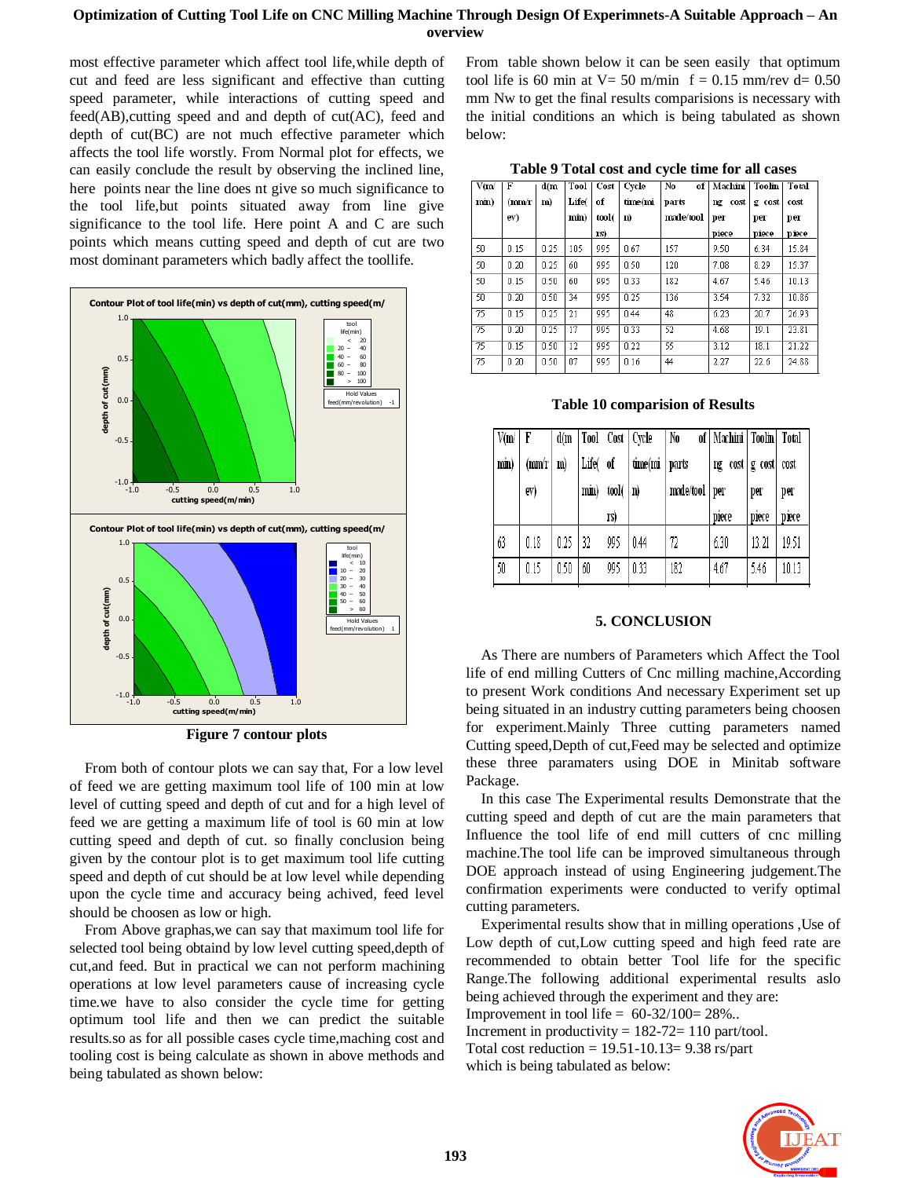most effective parameter which affect tool life,while depth of cut and feed are less significant and effective than cutting speed parameter, while interactions of cutting speed and feed(AB),cutting speed and depth of cut(AC), feed and depth of cut(BC) are not much effective parameter which affects the tool life worstly. From Normal plot for effects, we can easily conclude the result by observing the inclined line, here points near the line does nt give so much significance to the tool life,but points situated away from line give significance to the tool life. Here point A and C are such points which means cutting speed and depth of cut are two most dominant parameters which badly affect the toollife.

Figure 7 contour plots

From both of contour plots we can say that, For a low level of feed we are getting maximum tool life of 100 min at low level of cutting speed and depth of cut and for a high level of feed we are getting a maximum life of tool is 60 min at low cutting speed and depth of cut. so finally conclusion being given by the contour plot is to get maximum tool life cutting speed and depth of cut should be at low level while depending upon the cycle time and accuracy being achived, feed level should be choosen as low or high.

From Above graphas,we can say that maximum tool life for selected tool being obtaind by low level cutting speed,depth of cut,and feed. But in practical we can not perform machining operations at low level parameters cause of increasing cycle time.we have to also consider the cycle time for getting optimum tool life and then we can predict the suitable results.so as for all possible cases cycle time,maching cost and tooling cost is being calculate as shown in above methods and being tabulated as shown below:

From table shown below it can be seen easily that optimum tool life is 60 min at V= 50 m/min f = 0.15 mm/rev d= 0.50 mm Nw to get the final results comparisions is necessary with the initial conditions an which is being tabulated as shown below:

**Table 9 Total cost and cycle time for all cases**

| V(m/min) | F (mm/rev) | d(mm) | Tool Life(min) | Cost of tool(rs) | Cycle time(min) | No of parts made/tool | Machining cost per piece | Tooling cost per piece | Total cost per piece |
|---|---|---|---|---|---|---|---|---|---|
| 50 | 0.15 | 0.25 | 105 | 995 | 0.67 | 157 | 9.50 | 6.34 | 15.84 |
| 50 | 0.20 | 0.25 | 60 | 995 | 0.50 | 120 | 7.08 | 8.29 | 15.37 |
| 50 | 0.15 | 0.50 | 60 | 995 | 0.33 | 182 | 4.67 | 5.46 | 10.13 |
| 50 | 0.20 | 0.50 | 34 | 995 | 0.25 | 136 | 3.54 | 7.32 | 10.86 |
| 75 | 0.15 | 0.25 | 21 | 995 | 0.44 | 48 | 6.23 | 20.7 | 26.93 |
| 75 | 0.20 | 0.25 | 17 | 995 | 0.33 | 52 | 4.68 | 19.1 | 23.81 |
| 75 | 0.15 | 0.50 | 12 | 995 | 0.22 | 55 | 3.12 | 18.1 | 21.22 |
| 75 | 0.20 | 0.50 | 07 | 995 | 0.16 | 44 | 2.27 | 22.6 | 24.88 |

**Table 10 comparision of Results**

| V(m/min) | F (mm/rev) | d(mm) | Tool Life(min) | Cost of tool(rs) | Cycle time(min) | No of parts made/tool | Machining cost per piece | Tooling cost per piece | Total cost per piece |
|---|---|---|---|---|---|---|---|---|---|
| 63 | 0.18 | 0.25 | 32 | 995 | 0.44 | 72 | 6.30 | 13.21 | 19.51 |
| 50 | 0.15 | 0.50 | 60 | 995 | 0.33 | 182 | 4.67 | 5.46 | 10.13 |

## 5. CONCLUSION

As There are numbers of Parameters which Affect the Tool life of end milling Cutters of Cnc milling machine,According to present Work conditions And necessary Experiment set up being situated in an industry cutting parameters being choosen for experiment.Mainly Three cutting parameters named Cutting speed,Depth of cut,Feed may be selected and optimize these three paramaters using DOE in Minitab software Package.

In this case The Experimental results Demonstrate that the cutting speed and depth of cut are the main parameters that Influence the tool life of end mill cutters of cnc milling machine.The tool life can be improved simultaneous through DOE approach instead of using Engineering judgement.The confirmation experiments were conducted to verify optimal cutting parameters.

Experimental results show that in milling operations ,Use of Low depth of cut,Low cutting speed and high feed rate are recommended to obtain better Tool life for the specific Range.The following additional experimental results aslo being achieved through the experiment and they are:

Improvement in tool life = 60-32/100= 28%..

Increment in productivity = 182-72= 110 part/tool.

Total cost reduction = 19.51-10.13= 9.38 rs/part

which is being tabulated as below: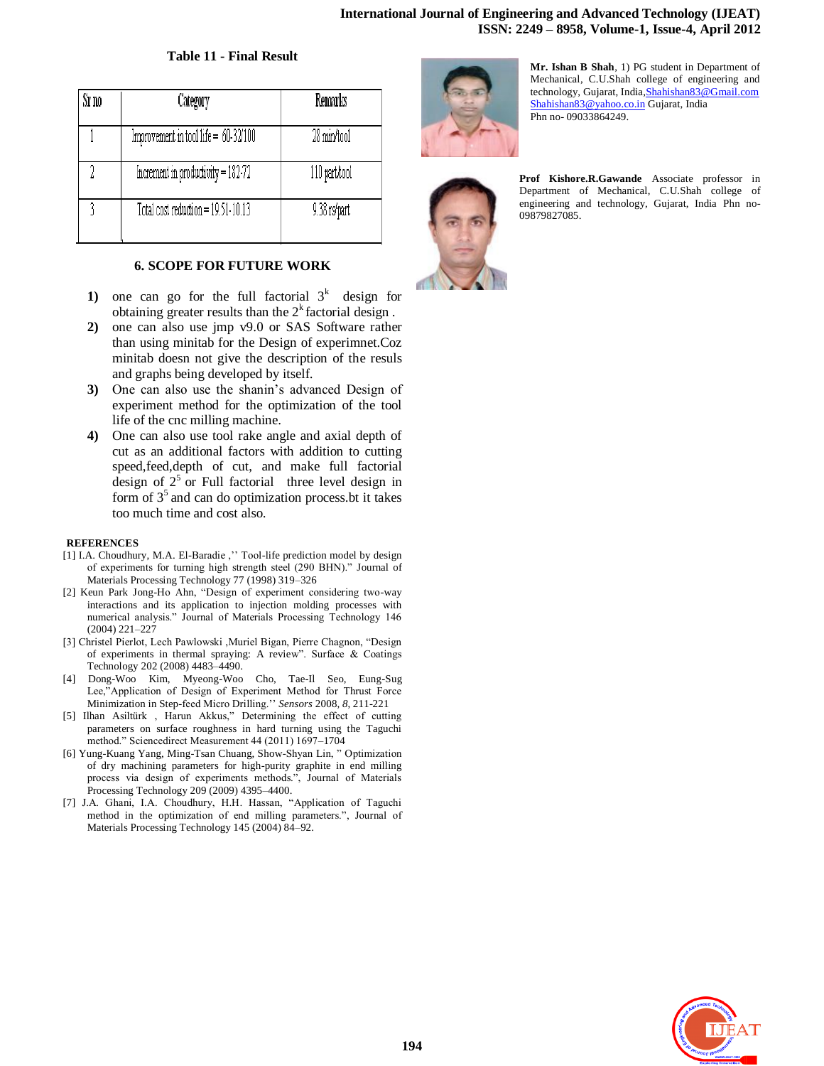**Table 11 - Final Result**

| Sr no | Category | Remarks |
|---|---|---|
| 1 | Improvement in tool life = 60-32/100 | 28 min/tool |
| 2 | Increment in productivity = 182-72 | 110 part/tool |
| 3 | Total cost reduction = 19.51-10.13 | 9.38 rs/part |

## 6. SCOPE FOR FUTURE WORK

1) one can go for the full factorial $3^k$ design for obtaining greater results than the $2^k$ factorial design .
2) one can also use jmp v9.0 or SAS Software rather than using minitab for the Design of experimnet.Coz minitab doesn not give the description of the resuls and graphs being developed by itself.
3) One can also use the shanin's advanced Design of experiment method for the optimization of the tool life of the cnc milling machine.
4) One can also use tool rake angle and axial depth of cut as an additional factors with addition to cutting speed,feed,depth of cut, and make full factorial design of $2^5$ or Full factorial three level design in form of $3^5$ and can do optimization process.bt it takes too much time and cost also.

### REFERENCES

[1] I.A. Choudhury, M.A. El-Baradie ,'' Tool-life prediction model by design of experiments for turning high strength steel (290 BHN)." Journal of Materials Processing Technology 77 (1998) 319–326

[2] Keun Park Jong-Ho Ahn, "Design of experiment considering two-way interactions and its application to injection molding processes with numerical analysis." Journal of Materials Processing Technology 146 (2004) 221–227

[3] Christel Pierlot, Lech Pawlowski ,Muriel Bigan, Pierre Chagnon, "Design of experiments in thermal spraying: A review". Surface & Coatings Technology 202 (2008) 4483–4490.

[4] Dong-Woo Kim, Myeong-Woo Cho, Tae-Il Seo, Eung-Sug Lee,"Application of Design of Experiment Method for Thrust Force Minimization in Step-feed Micro Drilling.'' *Sensors* 2008, *8*, 211-221

[5] Ilhan Asiltürk , Harun Akkus," Determining the effect of cutting parameters on surface roughness in hard turning using the Taguchi method." Sciencedirect Measurement 44 (2011) 1697–1704

[6] Yung-Kuang Yang, Ming-Tsan Chuang, Show-Shyan Lin, " Optimization of dry machining parameters for high-purity graphite in end milling process via design of experiments methods.", Journal of Materials Processing Technology 209 (2009) 4395–4400.

[7] J.A. Ghani, I.A. Choudhury, H.H. Hassan, "Application of Taguchi method in the optimization of end milling parameters.", Journal of Materials Processing Technology 145 (2004) 84–92.

**Mr. Ishan B Shah**, 1) PG student in Department of Mechanical, C.U.Shah college of engineering and technology, Gujarat, India,Shahishan83@Gmail.com Shahishan83@yahoo.co.in Gujarat, India
Phn no- 09033864249.

**Prof Kishore.R.Gawande** Associate professor in Department of Mechanical, C.U.Shah college of engineering and technology, Gujarat, India Phn no- 09879827085.